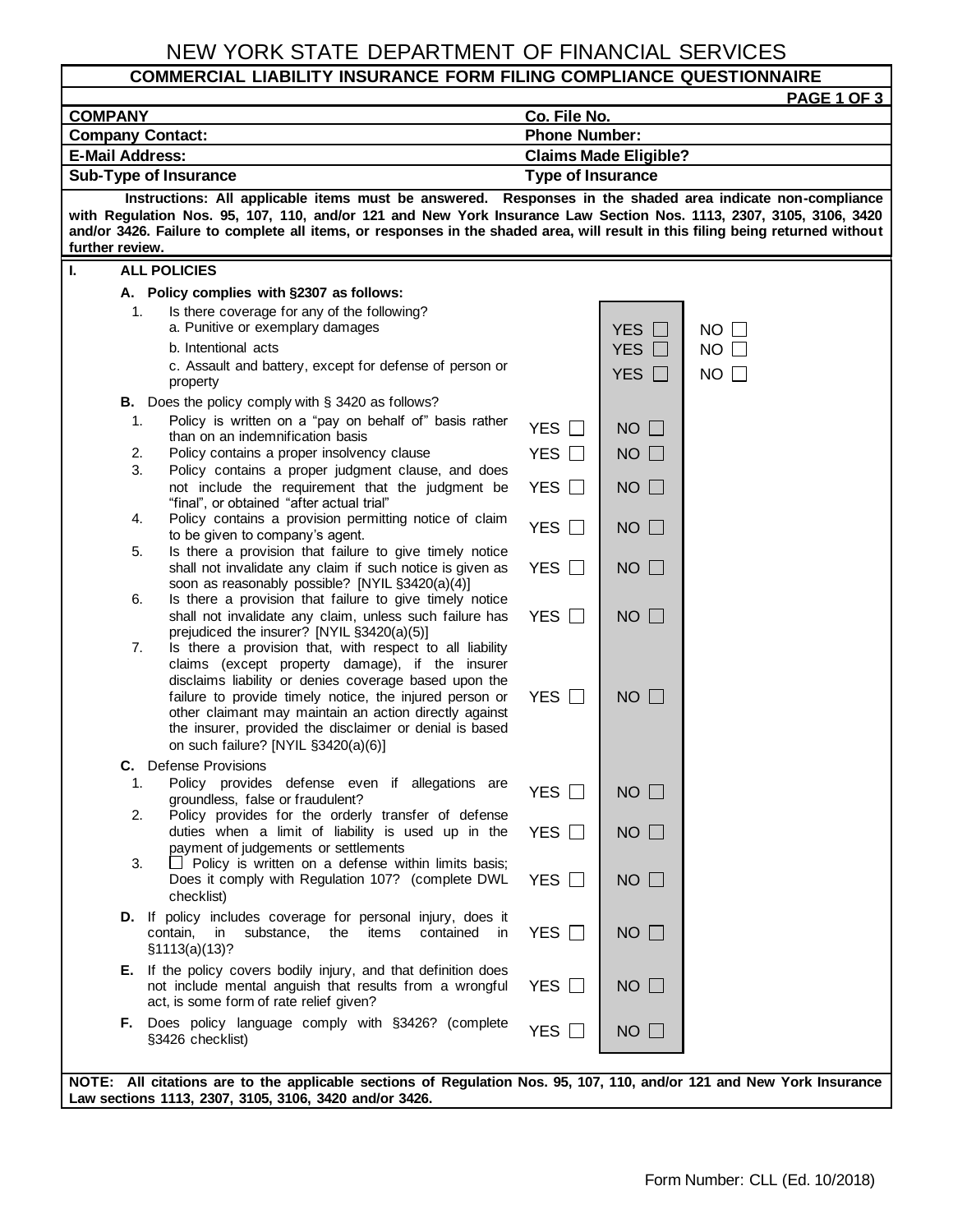# NEW YORK STATE DEPARTMENT OF FINANCIAL SERVICES

## COMMERCIAL LIABILITY INSURANCE FORM FILING COMPLIANCE QUESTIONNAIRE

| | |
|---|---|
| **COMPANY** | **Co. File No.** |
| **Company Contact:** | **Phone Number:** |
| **E-Mail Address:** | **Claims Made Eligible?** |
| **Sub-Type of Insurance** | **Type of Insurance** |

**Instructions: All applicable items must be answered. Responses in the shaded area indicate non-compliance with Regulation Nos. 95, 107, 110, and/or 121 and New York Insurance Law Section Nos. 1113, 2307, 3105, 3106, 3420 and/or 3426. Failure to complete all items, or responses in the shaded area, will result in this filing being returned without further review.**

### I. ALL POLICIES

| Item | | Shaded | |
|---|---|---|---|
| **A.** Policy complies with §2307 as follows: | | | |
| 1. Is there coverage for any of the following? | | | |
| a. Punitive or exemplary damages | | YES ☐ | NO ☐ |
| b. Intentional acts | | YES ☐ | NO ☐ |
| c. Assault and battery, except for defense of person or property | | YES ☐ | NO ☐ |
| **B.** Does the policy comply with § 3420 as follows? | | | |
| 1. Policy is written on a "pay on behalf of" basis rather than on an indemnification basis | YES ☐ | NO ☐ | |
| 2. Policy contains a proper insolvency clause | YES ☐ | NO ☐ | |
| 3. Policy contains a proper judgment clause, and does not include the requirement that the judgment be "final", or obtained "after actual trial" | YES ☐ | NO ☐ | |
| 4. Policy contains a provision permitting notice of claim to be given to company's agent. | YES ☐ | NO ☐ | |
| 5. Is there a provision that failure to give timely notice shall not invalidate any claim if such notice is given as soon as reasonably possible? [NYIL §3420(a)(4)] | YES ☐ | NO ☐ | |
| 6. Is there a provision that failure to give timely notice shall not invalidate any claim, unless such failure has prejudiced the insurer? [NYIL §3420(a)(5)] | YES ☐ | NO ☐ | |
| 7. Is there a provision that, with respect to all liability claims (except property damage), if the insurer disclaims liability or denies coverage based upon the failure to provide timely notice, the injured person or other claimant may maintain an action directly against the insurer, provided the disclaimer or denial is based on such failure? [NYIL §3420(a)(6)] | YES ☐ | NO ☐ | |
| **C.** Defense Provisions | | | |
| 1. Policy provides defense even if allegations are groundless, false or fraudulent? | YES ☐ | NO ☐ | |
| 2. Policy provides for the orderly transfer of defense duties when a limit of liability is used up in the payment of judgements or settlements | YES ☐ | NO ☐ | |
| 3. ☐ Policy is written on a defense within limits basis; Does it comply with Regulation 107? (complete DWL checklist) | YES ☐ | NO ☐ | |
| **D.** If policy includes coverage for personal injury, does it contain, in substance, the items contained in §1113(a)(13)? | YES ☐ | NO ☐ | |
| **E.** If the policy covers bodily injury, and that definition does not include mental anguish that results from a wrongful act, is some form of rate relief given? | YES ☐ | NO ☐ | |
| **F.** Does policy language comply with §3426? (complete §3426 checklist) | YES ☐ | NO ☐ | |

**NOTE: All citations are to the applicable sections of Regulation Nos. 95, 107, 110, and/or 121 and New York Insurance Law sections 1113, 2307, 3105, 3106, 3420 and/or 3426.**

Form Number: CLL (Ed. 10/2018)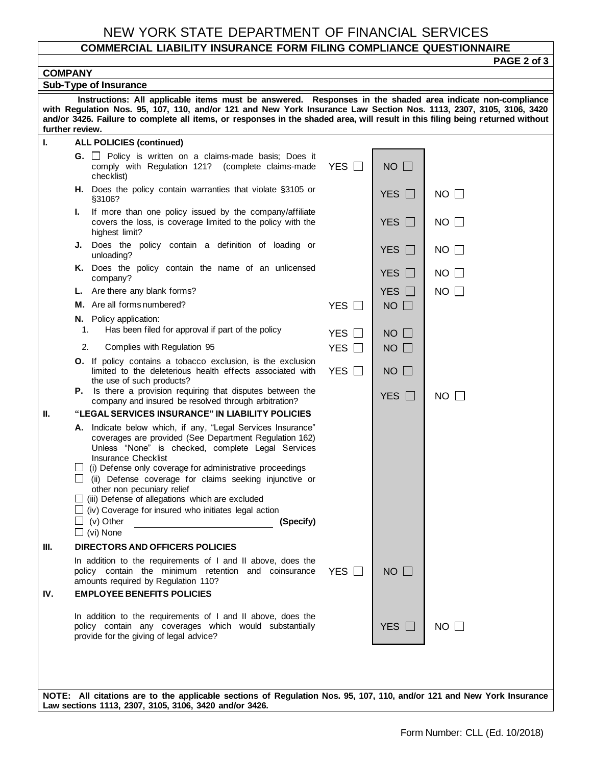# NEW YORK STATE DEPARTMENT OF FINANCIAL SERVICES

## COMMERCIAL LIABILITY INSURANCE FORM FILING COMPLIANCE QUESTIONNAIRE

**COMPANY**

**Sub-Type of Insurance**

**Instructions: All applicable items must be answered. Responses in the shaded area indicate non-compliance with Regulation Nos. 95, 107, 110, and/or 121 and New York Insurance Law Section Nos. 1113, 2307, 3105, 3106, 3420 and/or 3426. Failure to complete all items, or responses in the shaded area, will result in this filing being returned without further review.**

| | Item | | Shaded | |
|---|---|---|---|---|
| **I.** | **ALL POLICIES (continued)** | | | |
| | **G.** ☐ Policy is written on a claims-made basis; Does it comply with Regulation 121? (complete claims-made checklist) | YES ☐ | NO ☐ | |
| | **H.** Does the policy contain warranties that violate §3105 or §3106? | | YES ☐ | NO ☐ |
| | **I.** If more than one policy issued by the company/affiliate covers the loss, is coverage limited to the policy with the highest limit? | | YES ☐ | NO ☐ |
| | **J.** Does the policy contain a definition of loading or unloading? | | YES ☐ | NO ☐ |
| | **K.** Does the policy contain the name of an unlicensed company? | | YES ☐ | NO ☐ |
| | **L.** Are there any blank forms? | | YES ☐ | NO ☐ |
| | **M.** Are all forms numbered? | YES ☐ | NO ☐ | |
| | **N.** Policy application: | | | |
| | 1. Has been filed for approval if part of the policy | YES ☐ | NO ☐ | |
| | 2. Complies with Regulation 95 | YES ☐ | NO ☐ | |
| | **O.** If policy contains a tobacco exclusion, is the exclusion limited to the deleterious health effects associated with the use of such products? | YES ☐ | NO ☐ | |
| | **P.** Is there a provision requiring that disputes between the company and insured be resolved through arbitration? | | YES ☐ | NO ☐ |
| **II.** | **"LEGAL SERVICES INSURANCE" IN LIABILITY POLICIES** | | | |
| | **A.** Indicate below which, if any, "Legal Services Insurance" coverages are provided (See Department Regulation 162) Unless "None" is checked, complete Legal Services Insurance Checklist<br>☐ (i) Defense only coverage for administrative proceedings<br>☐ (ii) Defense coverage for claims seeking injunctive or other non pecuniary relief<br>☐ (iii) Defense of allegations which are excluded<br>☐ (iv) Coverage for insured who initiates legal action<br>☐ (v) Other ____________________ **(Specify)**<br>☐ (vi) None | | | |
| **III.** | **DIRECTORS AND OFFICERS POLICIES** | | | |
| | In addition to the requirements of I and II above, does the policy contain the minimum retention and coinsurance amounts required by Regulation 110? | YES ☐ | NO ☐ | |
| **IV.** | **EMPLOYEE BENEFITS POLICIES** | | | |
| | In addition to the requirements of I and II above, does the policy contain any coverages which would substantially provide for the giving of legal advice? | | YES ☐ | NO ☐ |

**NOTE: All citations are to the applicable sections of Regulation Nos. 95, 107, 110, and/or 121 and New York Insurance Law sections 1113, 2307, 3105, 3106, 3420 and/or 3426.**

Form Number: CLL (Ed. 10/2018)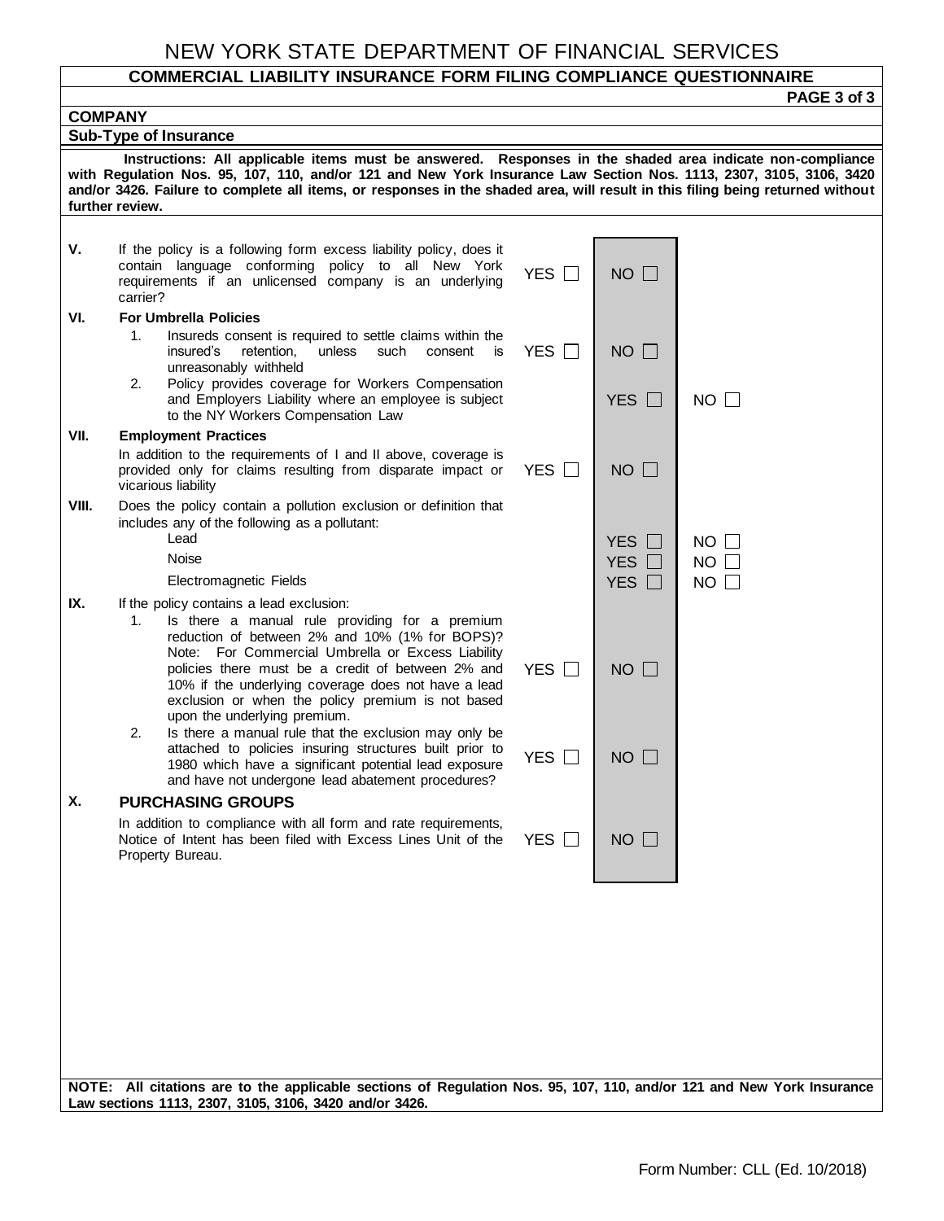# NEW YORK STATE DEPARTMENT OF FINANCIAL SERVICES

## COMMERCIAL LIABILITY INSURANCE FORM FILING COMPLIANCE QUESTIONNAIRE

**PAGE 3 of 3**

**COMPANY**

**Sub-Type of Insurance**

**Instructions: All applicable items must be answered. Responses in the shaded area indicate non-compliance with Regulation Nos. 95, 107, 110, and/or 121 and New York Insurance Law Section Nos. 1113, 2307, 3105, 3106, 3420 and/or 3426. Failure to complete all items, or responses in the shaded area, will result in this filing being returned without further review.**

| | | | | |
|---|---|---|---|---|
| **V.** | If the policy is a following form excess liability policy, does it contain language conforming policy to all New York requirements if an unlicensed company is an underlying carrier? | YES ☐ | NO ☐ | |
| **VI.** | **For Umbrella Policies** | | | |
| | 1. Insureds consent is required to settle claims within the insured's retention, unless such consent is unreasonably withheld | YES ☐ | NO ☐ | |
| | 2. Policy provides coverage for Workers Compensation and Employers Liability where an employee is subject to the NY Workers Compensation Law | | YES ☐ | NO ☐ |
| **VII.** | **Employment Practices** | | | |
| | In addition to the requirements of I and II above, coverage is provided only for claims resulting from disparate impact or vicarious liability | YES ☐ | NO ☐ | |
| **VIII.** | Does the policy contain a pollution exclusion or definition that includes any of the following as a pollutant: | | | |
| | Lead | | YES ☐ | NO ☐ |
| | Noise | | YES ☐ | NO ☐ |
| | Electromagnetic Fields | | YES ☐ | NO ☐ |
| **IX.** | If the policy contains a lead exclusion: | | | |
| | 1. Is there a manual rule providing for a premium reduction of between 2% and 10% (1% for BOPS)? Note: For Commercial Umbrella or Excess Liability policies there must be a credit of between 2% and 10% if the underlying coverage does not have a lead exclusion or when the policy premium is not based upon the underlying premium. | YES ☐ | NO ☐ | |
| | 2. Is there a manual rule that the exclusion may only be attached to policies insuring structures built prior to 1980 which have a significant potential lead exposure and have not undergone lead abatement procedures? | YES ☐ | NO ☐ | |
| **X.** | **PURCHASING GROUPS** | | | |
| | In addition to compliance with all form and rate requirements, Notice of Intent has been filed with Excess Lines Unit of the Property Bureau. | YES ☐ | NO ☐ | |

**NOTE: All citations are to the applicable sections of Regulation Nos. 95, 107, 110, and/or 121 and New York Insurance Law sections 1113, 2307, 3105, 3106, 3420 and/or 3426.**

Form Number: CLL (Ed. 10/2018)